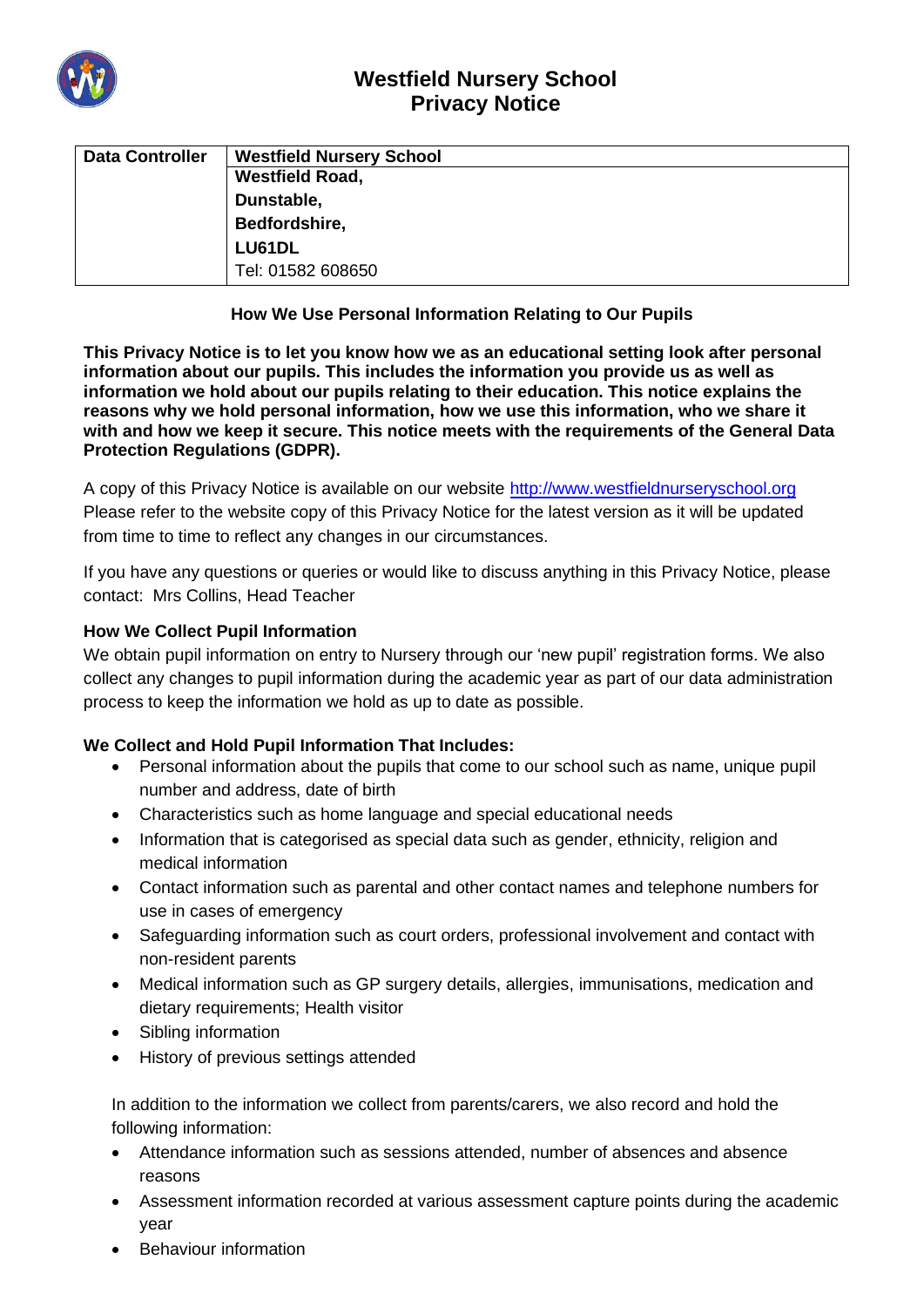# Westfield Nursery School
# Privacy Notice

| Data Controller | Westfield Nursery School |
|---|---|
| | **Westfield Road,** |
| | **Dunstable,** |
| | **Bedfordshire,** |
| | **LU61DL** |
| | Tel: 01582 608650 |

### How We Use Personal Information Relating to Our Pupils

**This Privacy Notice is to let you know how we as an educational setting look after personal information about our pupils. This includes the information you provide us as well as information we hold about our pupils relating to their education. This notice explains the reasons why we hold personal information, how we use this information, who we share it with and how we keep it secure. This notice meets with the requirements of the General Data Protection Regulations (GDPR).**

A copy of this Privacy Notice is available on our website http://www.westfieldnurseryschool.org Please refer to the website copy of this Privacy Notice for the latest version as it will be updated from time to time to reflect any changes in our circumstances.

If you have any questions or queries or would like to discuss anything in this Privacy Notice, please contact: Mrs Collins, Head Teacher

**How We Collect Pupil Information**

We obtain pupil information on entry to Nursery through our 'new pupil' registration forms. We also collect any changes to pupil information during the academic year as part of our data administration process to keep the information we hold as up to date as possible.

**We Collect and Hold Pupil Information That Includes:**

- Personal information about the pupils that come to our school such as name, unique pupil number and address, date of birth
- Characteristics such as home language and special educational needs
- Information that is categorised as special data such as gender, ethnicity, religion and medical information
- Contact information such as parental and other contact names and telephone numbers for use in cases of emergency
- Safeguarding information such as court orders, professional involvement and contact with non-resident parents
- Medical information such as GP surgery details, allergies, immunisations, medication and dietary requirements; Health visitor
- Sibling information
- History of previous settings attended

In addition to the information we collect from parents/carers, we also record and hold the following information:

- Attendance information such as sessions attended, number of absences and absence reasons
- Assessment information recorded at various assessment capture points during the academic year
- Behaviour information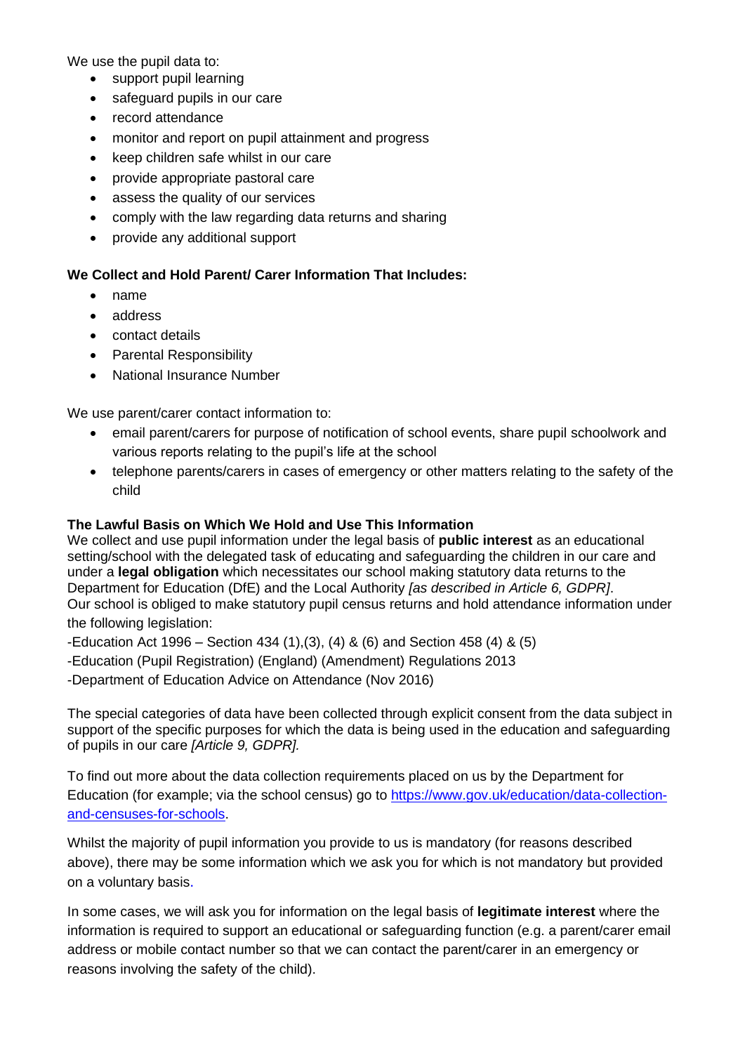We use the pupil data to:

- support pupil learning
- safeguard pupils in our care
- record attendance
- monitor and report on pupil attainment and progress
- keep children safe whilst in our care
- provide appropriate pastoral care
- assess the quality of our services
- comply with the law regarding data returns and sharing
- provide any additional support

**We Collect and Hold Parent/ Carer Information That Includes:**

- name
- address
- contact details
- Parental Responsibility
- National Insurance Number

We use parent/carer contact information to:

- email parent/carers for purpose of notification of school events, share pupil schoolwork and various reports relating to the pupil's life at the school
- telephone parents/carers in cases of emergency or other matters relating to the safety of the child

**The Lawful Basis on Which We Hold and Use This Information**

We collect and use pupil information under the legal basis of **public interest** as an educational setting/school with the delegated task of educating and safeguarding the children in our care and under a **legal obligation** which necessitates our school making statutory data returns to the Department for Education (DfE) and the Local Authority *[as described in Article 6, GDPR]*.

Our school is obliged to make statutory pupil census returns and hold attendance information under the following legislation:

-Education Act 1996 – Section 434 (1),(3), (4) & (6) and Section 458 (4) & (5)

-Education (Pupil Registration) (England) (Amendment) Regulations 2013

-Department of Education Advice on Attendance (Nov 2016)

The special categories of data have been collected through explicit consent from the data subject in support of the specific purposes for which the data is being used in the education and safeguarding of pupils in our care *[Article 9, GDPR].*

To find out more about the data collection requirements placed on us by the Department for Education (for example; via the school census) go to https://www.gov.uk/education/data-collection-and-censuses-for-schools.

Whilst the majority of pupil information you provide to us is mandatory (for reasons described above), there may be some information which we ask you for which is not mandatory but provided on a voluntary basis.

In some cases, we will ask you for information on the legal basis of **legitimate interest** where the information is required to support an educational or safeguarding function (e.g. a parent/carer email address or mobile contact number so that we can contact the parent/carer in an emergency or reasons involving the safety of the child).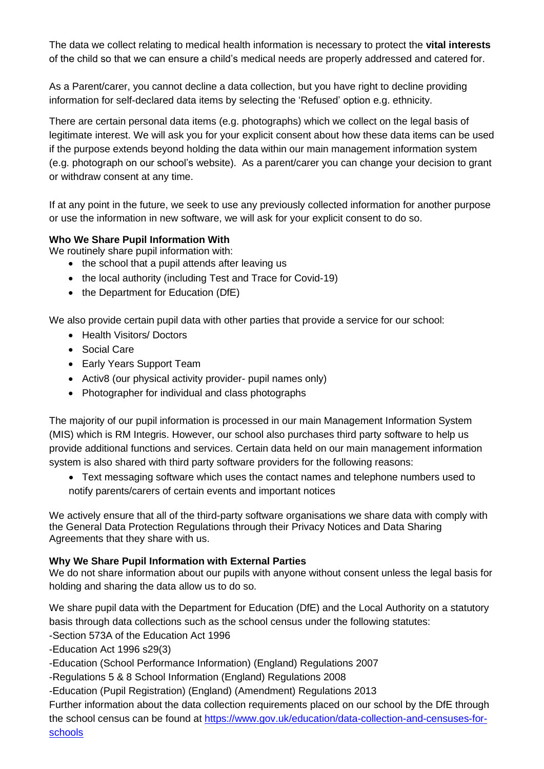The data we collect relating to medical health information is necessary to protect the **vital interests** of the child so that we can ensure a child's medical needs are properly addressed and catered for.

As a Parent/carer, you cannot decline a data collection, but you have right to decline providing information for self-declared data items by selecting the 'Refused' option e.g. ethnicity.

There are certain personal data items (e.g. photographs) which we collect on the legal basis of legitimate interest. We will ask you for your explicit consent about how these data items can be used if the purpose extends beyond holding the data within our main management information system (e.g. photograph on our school's website). As a parent/carer you can change your decision to grant or withdraw consent at any time.

If at any point in the future, we seek to use any previously collected information for another purpose or use the information in new software, we will ask for your explicit consent to do so.

**Who We Share Pupil Information With**

We routinely share pupil information with:

- the school that a pupil attends after leaving us
- the local authority (including Test and Trace for Covid-19)
- the Department for Education (DfE)

We also provide certain pupil data with other parties that provide a service for our school:

- Health Visitors/ Doctors
- Social Care
- Early Years Support Team
- Activ8 (our physical activity provider- pupil names only)
- Photographer for individual and class photographs

The majority of our pupil information is processed in our main Management Information System (MIS) which is RM Integris. However, our school also purchases third party software to help us provide additional functions and services. Certain data held on our main management information system is also shared with third party software providers for the following reasons:

- Text messaging software which uses the contact names and telephone numbers used to notify parents/carers of certain events and important notices

We actively ensure that all of the third-party software organisations we share data with comply with the General Data Protection Regulations through their Privacy Notices and Data Sharing Agreements that they share with us.

**Why We Share Pupil Information with External Parties**

We do not share information about our pupils with anyone without consent unless the legal basis for holding and sharing the data allow us to do so.

We share pupil data with the Department for Education (DfE) and the Local Authority on a statutory basis through data collections such as the school census under the following statutes:

-Section 573A of the Education Act 1996

-Education Act 1996 s29(3)

-Education (School Performance Information) (England) Regulations 2007

-Regulations 5 & 8 School Information (England) Regulations 2008

-Education (Pupil Registration) (England) (Amendment) Regulations 2013

Further information about the data collection requirements placed on our school by the DfE through the school census can be found at [https://www.gov.uk/education/data-collection-and-censuses-for-schools](https://www.gov.uk/education/data-collection-and-censuses-for-schools)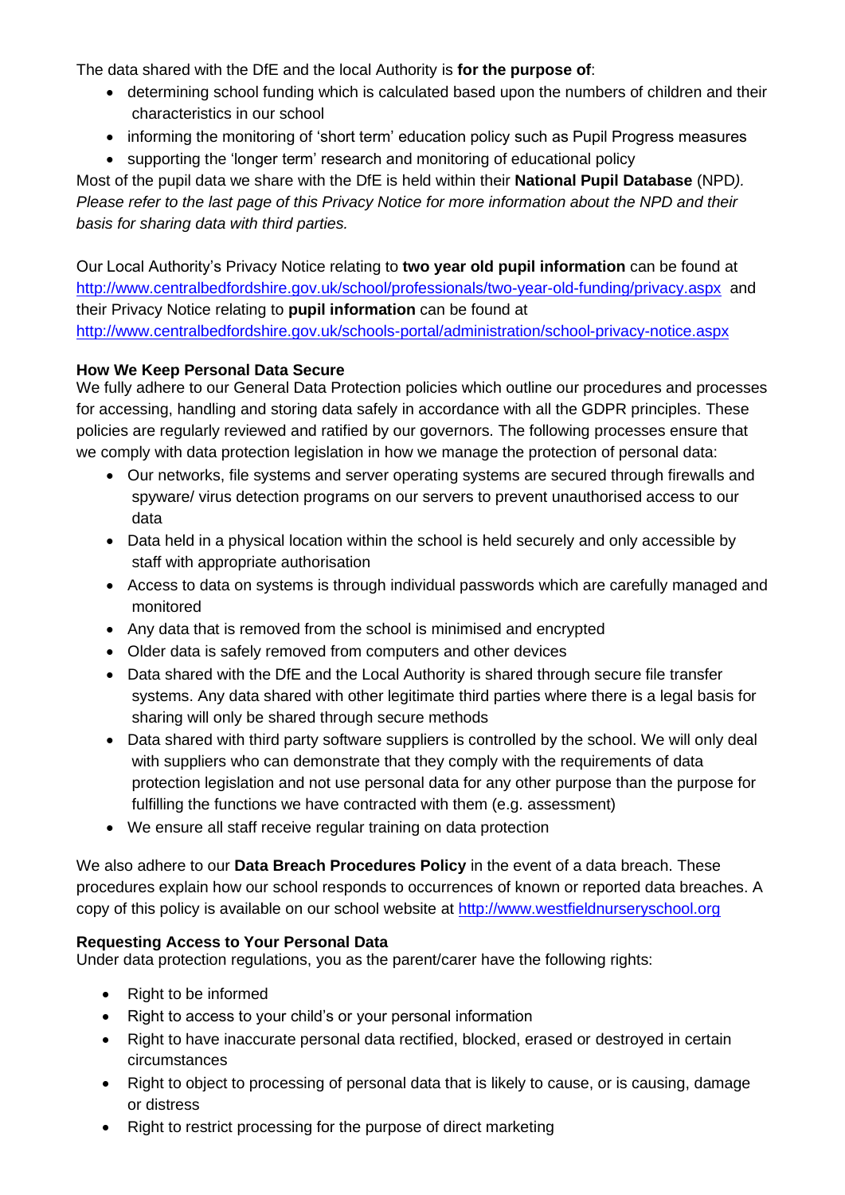The data shared with the DfE and the local Authority is **for the purpose of**:

- determining school funding which is calculated based upon the numbers of children and their characteristics in our school
- informing the monitoring of 'short term' education policy such as Pupil Progress measures
- supporting the 'longer term' research and monitoring of educational policy

Most of the pupil data we share with the DfE is held within their **National Pupil Database** (NPD*). Please refer to the last page of this Privacy Notice for more information about the NPD and their basis for sharing data with third parties.*

Our Local Authority's Privacy Notice relating to **two year old pupil information** can be found at http://www.centralbedfordshire.gov.uk/school/professionals/two-year-old-funding/privacy.aspx and their Privacy Notice relating to **pupil information** can be found at http://www.centralbedfordshire.gov.uk/schools-portal/administration/school-privacy-notice.aspx

**How We Keep Personal Data Secure**

We fully adhere to our General Data Protection policies which outline our procedures and processes for accessing, handling and storing data safely in accordance with all the GDPR principles. These policies are regularly reviewed and ratified by our governors. The following processes ensure that we comply with data protection legislation in how we manage the protection of personal data:

- Our networks, file systems and server operating systems are secured through firewalls and spyware/ virus detection programs on our servers to prevent unauthorised access to our data
- Data held in a physical location within the school is held securely and only accessible by staff with appropriate authorisation
- Access to data on systems is through individual passwords which are carefully managed and monitored
- Any data that is removed from the school is minimised and encrypted
- Older data is safely removed from computers and other devices
- Data shared with the DfE and the Local Authority is shared through secure file transfer systems. Any data shared with other legitimate third parties where there is a legal basis for sharing will only be shared through secure methods
- Data shared with third party software suppliers is controlled by the school. We will only deal with suppliers who can demonstrate that they comply with the requirements of data protection legislation and not use personal data for any other purpose than the purpose for fulfilling the functions we have contracted with them (e.g. assessment)
- We ensure all staff receive regular training on data protection

We also adhere to our **Data Breach Procedures Policy** in the event of a data breach. These procedures explain how our school responds to occurrences of known or reported data breaches. A copy of this policy is available on our school website at http://www.westfieldnurseryschool.org

**Requesting Access to Your Personal Data**

Under data protection regulations, you as the parent/carer have the following rights:

- Right to be informed
- Right to access to your child's or your personal information
- Right to have inaccurate personal data rectified, blocked, erased or destroyed in certain circumstances
- Right to object to processing of personal data that is likely to cause, or is causing, damage or distress
- Right to restrict processing for the purpose of direct marketing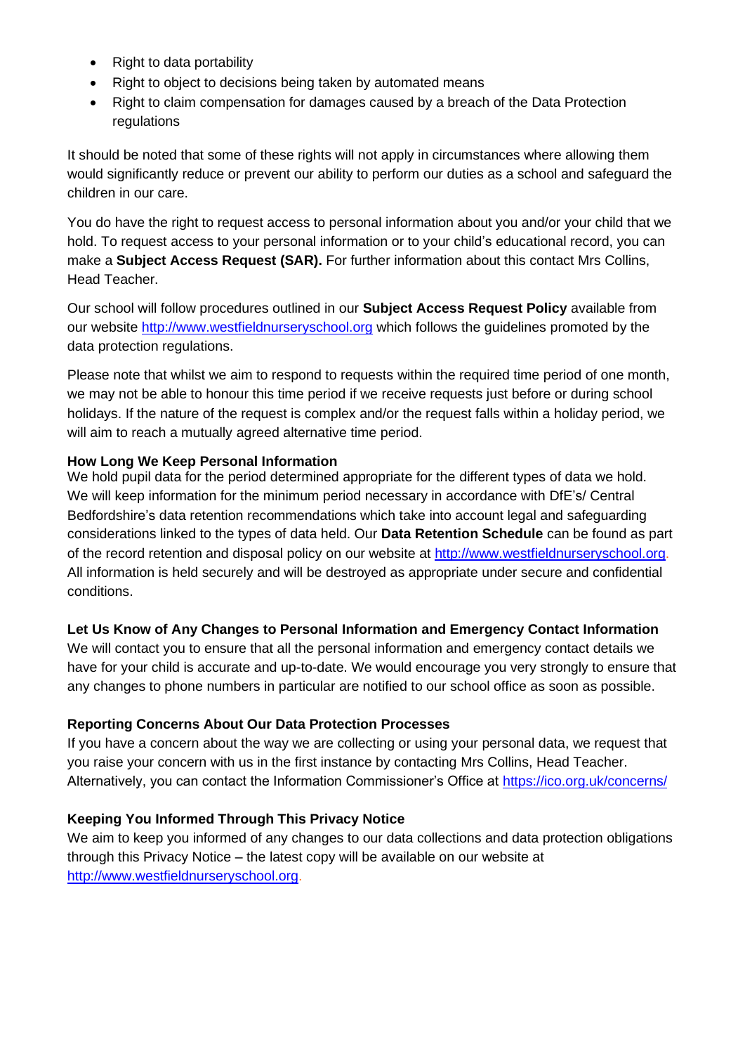- Right to data portability
- Right to object to decisions being taken by automated means
- Right to claim compensation for damages caused by a breach of the Data Protection regulations

It should be noted that some of these rights will not apply in circumstances where allowing them would significantly reduce or prevent our ability to perform our duties as a school and safeguard the children in our care.

You do have the right to request access to personal information about you and/or your child that we hold. To request access to your personal information or to your child's educational record, you can make a **Subject Access Request (SAR).** For further information about this contact Mrs Collins, Head Teacher.

Our school will follow procedures outlined in our **Subject Access Request Policy** available from our website http://www.westfieldnurseryschool.org which follows the guidelines promoted by the data protection regulations.

Please note that whilst we aim to respond to requests within the required time period of one month, we may not be able to honour this time period if we receive requests just before or during school holidays. If the nature of the request is complex and/or the request falls within a holiday period, we will aim to reach a mutually agreed alternative time period.

**How Long We Keep Personal Information**
We hold pupil data for the period determined appropriate for the different types of data we hold. We will keep information for the minimum period necessary in accordance with DfE's/ Central Bedfordshire's data retention recommendations which take into account legal and safeguarding considerations linked to the types of data held. Our **Data Retention Schedule** can be found as part of the record retention and disposal policy on our website at http://www.westfieldnurseryschool.org. All information is held securely and will be destroyed as appropriate under secure and confidential conditions.

**Let Us Know of Any Changes to Personal Information and Emergency Contact Information**
We will contact you to ensure that all the personal information and emergency contact details we have for your child is accurate and up-to-date. We would encourage you very strongly to ensure that any changes to phone numbers in particular are notified to our school office as soon as possible.

**Reporting Concerns About Our Data Protection Processes**
If you have a concern about the way we are collecting or using your personal data, we request that you raise your concern with us in the first instance by contacting Mrs Collins, Head Teacher. Alternatively, you can contact the Information Commissioner's Office at https://ico.org.uk/concerns/

**Keeping You Informed Through This Privacy Notice**
We aim to keep you informed of any changes to our data collections and data protection obligations through this Privacy Notice – the latest copy will be available on our website at http://www.westfieldnurseryschool.org.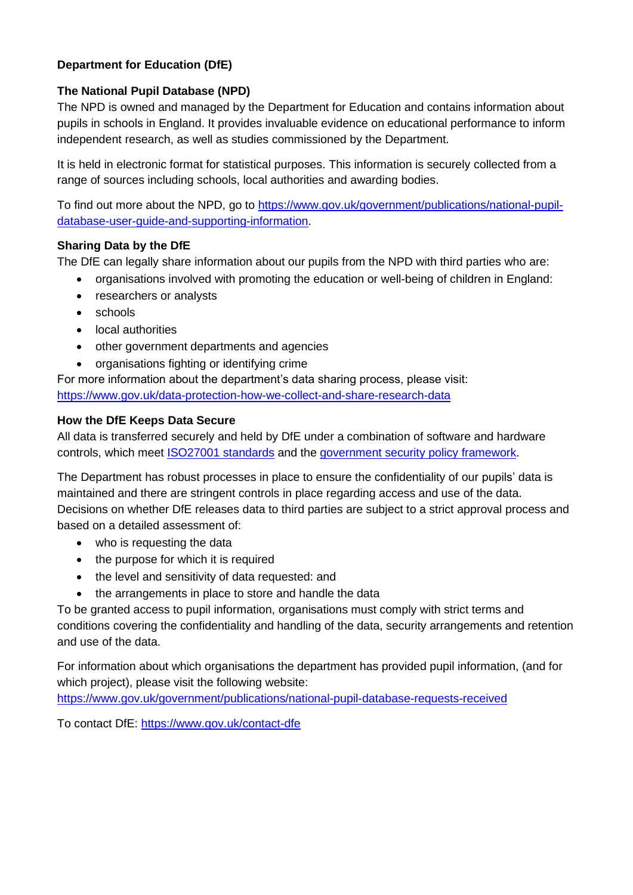**Department for Education (DfE)**

**The National Pupil Database (NPD)**

The NPD is owned and managed by the Department for Education and contains information about pupils in schools in England. It provides invaluable evidence on educational performance to inform independent research, as well as studies commissioned by the Department.

It is held in electronic format for statistical purposes. This information is securely collected from a range of sources including schools, local authorities and awarding bodies.

To find out more about the NPD, go to [https://www.gov.uk/government/publications/national-pupil-database-user-guide-and-supporting-information](https://www.gov.uk/government/publications/national-pupil-database-user-guide-and-supporting-information).

**Sharing Data by the DfE**

The DfE can legally share information about our pupils from the NPD with third parties who are:

- organisations involved with promoting the education or well-being of children in England:
- researchers or analysts
- schools
- local authorities
- other government departments and agencies
- organisations fighting or identifying crime

For more information about the department's data sharing process, please visit: [https://www.gov.uk/data-protection-how-we-collect-and-share-research-data](https://www.gov.uk/data-protection-how-we-collect-and-share-research-data)

**How the DfE Keeps Data Secure**

All data is transferred securely and held by DfE under a combination of software and hardware controls, which meet ISO27001 standards and the government security policy framework.

The Department has robust processes in place to ensure the confidentiality of our pupils' data is maintained and there are stringent controls in place regarding access and use of the data. Decisions on whether DfE releases data to third parties are subject to a strict approval process and based on a detailed assessment of:

- who is requesting the data
- the purpose for which it is required
- the level and sensitivity of data requested: and
- the arrangements in place to store and handle the data

To be granted access to pupil information, organisations must comply with strict terms and conditions covering the confidentiality and handling of the data, security arrangements and retention and use of the data.

For information about which organisations the department has provided pupil information, (and for which project), please visit the following website: [https://www.gov.uk/government/publications/national-pupil-database-requests-received](https://www.gov.uk/government/publications/national-pupil-database-requests-received)

To contact DfE: [https://www.gov.uk/contact-dfe](https://www.gov.uk/contact-dfe)